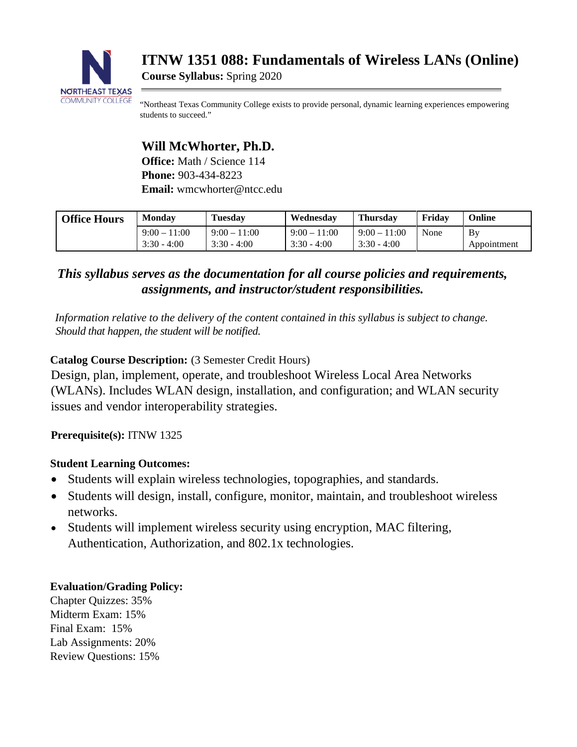# ITNW 1351 088: Fundamentals of Wireless LANs (Online)

**Course Syllabus:** Spring 2020

"Northeast Texas Community College exists to provide personal, dynamic learning experiences empowering students to succeed."

## Will McWhorter, Ph.D.

**Office:** Math / Science 114
**Phone:** 903-434-8223
**Email:** wmcwhorter@ntcc.edu

| Office Hours | Monday | Tuesday | Wednesday | Thursday | Friday | Online |
|---|---|---|---|---|---|---|
| | 9:00 – 11:00<br>3:30 - 4:00 | 9:00 – 11:00<br>3:30 - 4:00 | 9:00 – 11:00<br>3:30 - 4:00 | 9:00 – 11:00<br>3:30 - 4:00 | None | By Appointment |

***This syllabus serves as the documentation for all course policies and requirements, assignments, and instructor/student responsibilities.***

*Information relative to the delivery of the content contained in this syllabus is subject to change. Should that happen, the student will be notified.*

**Catalog Course Description:** (3 Semester Credit Hours)
Design, plan, implement, operate, and troubleshoot Wireless Local Area Networks (WLANs). Includes WLAN design, installation, and configuration; and WLAN security issues and vendor interoperability strategies.

**Prerequisite(s):** ITNW 1325

**Student Learning Outcomes:**

- Students will explain wireless technologies, topographies, and standards.
- Students will design, install, configure, monitor, maintain, and troubleshoot wireless networks.
- Students will implement wireless security using encryption, MAC filtering, Authentication, Authorization, and 802.1x technologies.

**Evaluation/Grading Policy:**

Chapter Quizzes: 35%
Midterm Exam: 15%
Final Exam: 15%
Lab Assignments: 20%
Review Questions: 15%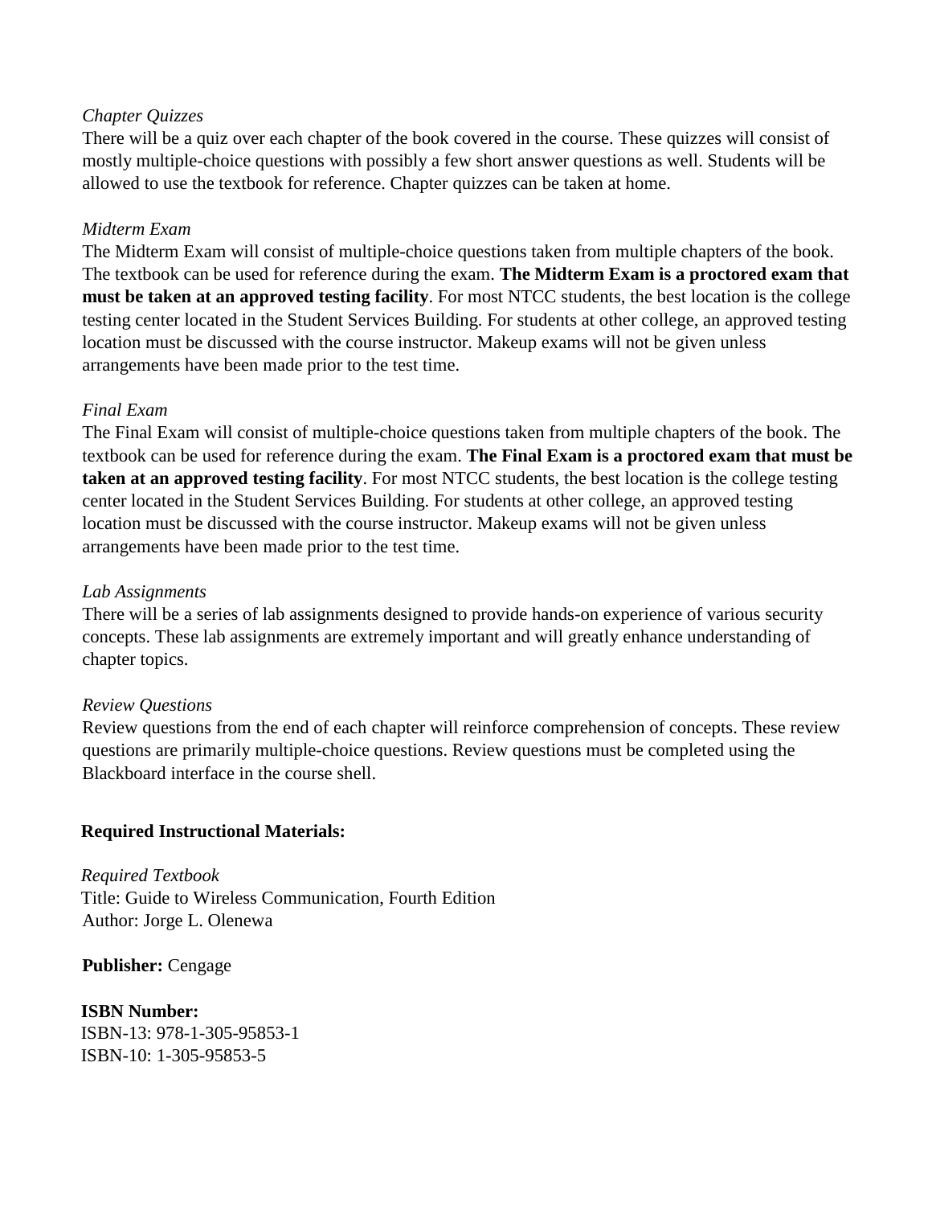*Chapter Quizzes*
There will be a quiz over each chapter of the book covered in the course. These quizzes will consist of mostly multiple-choice questions with possibly a few short answer questions as well. Students will be allowed to use the textbook for reference. Chapter quizzes can be taken at home.

*Midterm Exam*
The Midterm Exam will consist of multiple-choice questions taken from multiple chapters of the book. The textbook can be used for reference during the exam. **The Midterm Exam is a proctored exam that must be taken at an approved testing facility**. For most NTCC students, the best location is the college testing center located in the Student Services Building. For students at other college, an approved testing location must be discussed with the course instructor. Makeup exams will not be given unless arrangements have been made prior to the test time.

*Final Exam*
The Final Exam will consist of multiple-choice questions taken from multiple chapters of the book. The textbook can be used for reference during the exam. **The Final Exam is a proctored exam that must be taken at an approved testing facility**. For most NTCC students, the best location is the college testing center located in the Student Services Building. For students at other college, an approved testing location must be discussed with the course instructor. Makeup exams will not be given unless arrangements have been made prior to the test time.

*Lab Assignments*
There will be a series of lab assignments designed to provide hands-on experience of various security concepts. These lab assignments are extremely important and will greatly enhance understanding of chapter topics.

*Review Questions*
Review questions from the end of each chapter will reinforce comprehension of concepts. These review questions are primarily multiple-choice questions. Review questions must be completed using the Blackboard interface in the course shell.

**Required Instructional Materials:**

*Required Textbook*
Title: Guide to Wireless Communication, Fourth Edition
Author: Jorge L. Olenewa

**Publisher:** Cengage

**ISBN Number:**
ISBN-13: 978-1-305-95853-1
ISBN-10: 1-305-95853-5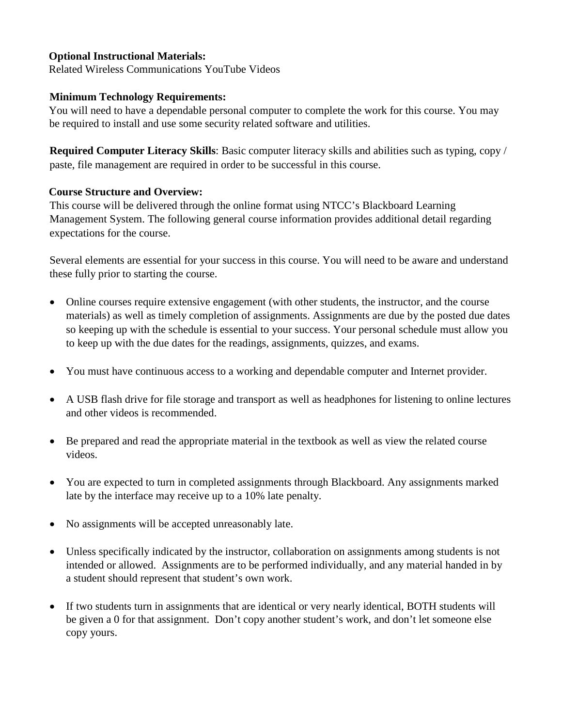**Optional Instructional Materials:**
Related Wireless Communications YouTube Videos

**Minimum Technology Requirements:**
You will need to have a dependable personal computer to complete the work for this course. You may be required to install and use some security related software and utilities.

**Required Computer Literacy Skills**: Basic computer literacy skills and abilities such as typing, copy / paste, file management are required in order to be successful in this course.

**Course Structure and Overview:**
This course will be delivered through the online format using NTCC's Blackboard Learning Management System. The following general course information provides additional detail regarding expectations for the course.

Several elements are essential for your success in this course. You will need to be aware and understand these fully prior to starting the course.

- Online courses require extensive engagement (with other students, the instructor, and the course materials) as well as timely completion of assignments. Assignments are due by the posted due dates so keeping up with the schedule is essential to your success. Your personal schedule must allow you to keep up with the due dates for the readings, assignments, quizzes, and exams.
- You must have continuous access to a working and dependable computer and Internet provider.
- A USB flash drive for file storage and transport as well as headphones for listening to online lectures and other videos is recommended.
- Be prepared and read the appropriate material in the textbook as well as view the related course videos.
- You are expected to turn in completed assignments through Blackboard. Any assignments marked late by the interface may receive up to a 10% late penalty.
- No assignments will be accepted unreasonably late.
- Unless specifically indicated by the instructor, collaboration on assignments among students is not intended or allowed. Assignments are to be performed individually, and any material handed in by a student should represent that student's own work.
- If two students turn in assignments that are identical or very nearly identical, BOTH students will be given a 0 for that assignment. Don't copy another student's work, and don't let someone else copy yours.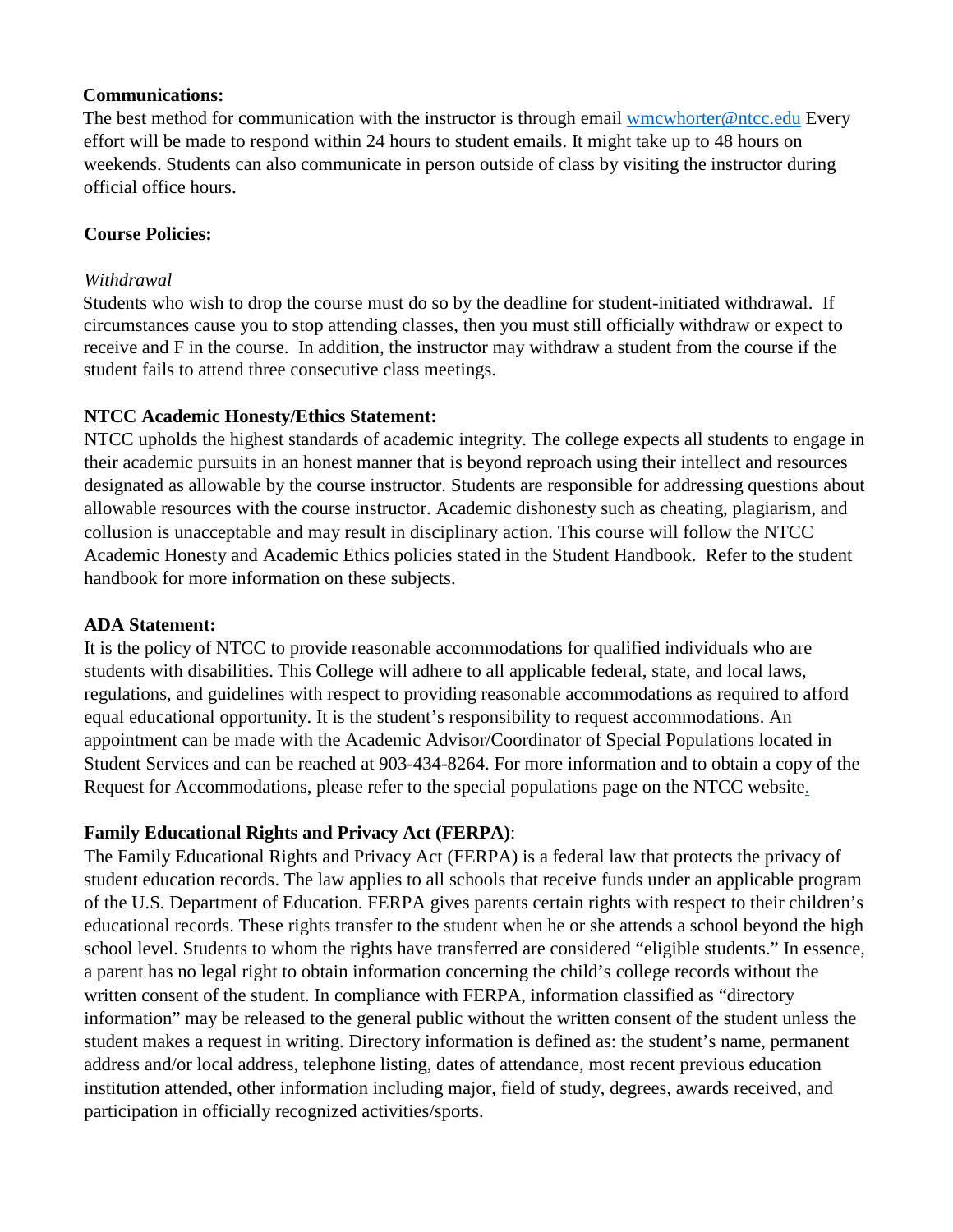**Communications:**

The best method for communication with the instructor is through email wmcwhorter@ntcc.edu Every effort will be made to respond within 24 hours to student emails. It might take up to 48 hours on weekends. Students can also communicate in person outside of class by visiting the instructor during official office hours.

**Course Policies:**

*Withdrawal*

Students who wish to drop the course must do so by the deadline for student-initiated withdrawal. If circumstances cause you to stop attending classes, then you must still officially withdraw or expect to receive and F in the course. In addition, the instructor may withdraw a student from the course if the student fails to attend three consecutive class meetings.

**NTCC Academic Honesty/Ethics Statement:**

NTCC upholds the highest standards of academic integrity. The college expects all students to engage in their academic pursuits in an honest manner that is beyond reproach using their intellect and resources designated as allowable by the course instructor. Students are responsible for addressing questions about allowable resources with the course instructor. Academic dishonesty such as cheating, plagiarism, and collusion is unacceptable and may result in disciplinary action. This course will follow the NTCC Academic Honesty and Academic Ethics policies stated in the Student Handbook. Refer to the student handbook for more information on these subjects.

**ADA Statement:**

It is the policy of NTCC to provide reasonable accommodations for qualified individuals who are students with disabilities. This College will adhere to all applicable federal, state, and local laws, regulations, and guidelines with respect to providing reasonable accommodations as required to afford equal educational opportunity. It is the student's responsibility to request accommodations. An appointment can be made with the Academic Advisor/Coordinator of Special Populations located in Student Services and can be reached at 903-434-8264. For more information and to obtain a copy of the Request for Accommodations, please refer to the special populations page on the NTCC website.

**Family Educational Rights and Privacy Act (FERPA)**:

The Family Educational Rights and Privacy Act (FERPA) is a federal law that protects the privacy of student education records. The law applies to all schools that receive funds under an applicable program of the U.S. Department of Education. FERPA gives parents certain rights with respect to their children's educational records. These rights transfer to the student when he or she attends a school beyond the high school level. Students to whom the rights have transferred are considered "eligible students." In essence, a parent has no legal right to obtain information concerning the child's college records without the written consent of the student. In compliance with FERPA, information classified as "directory information" may be released to the general public without the written consent of the student unless the student makes a request in writing. Directory information is defined as: the student's name, permanent address and/or local address, telephone listing, dates of attendance, most recent previous education institution attended, other information including major, field of study, degrees, awards received, and participation in officially recognized activities/sports.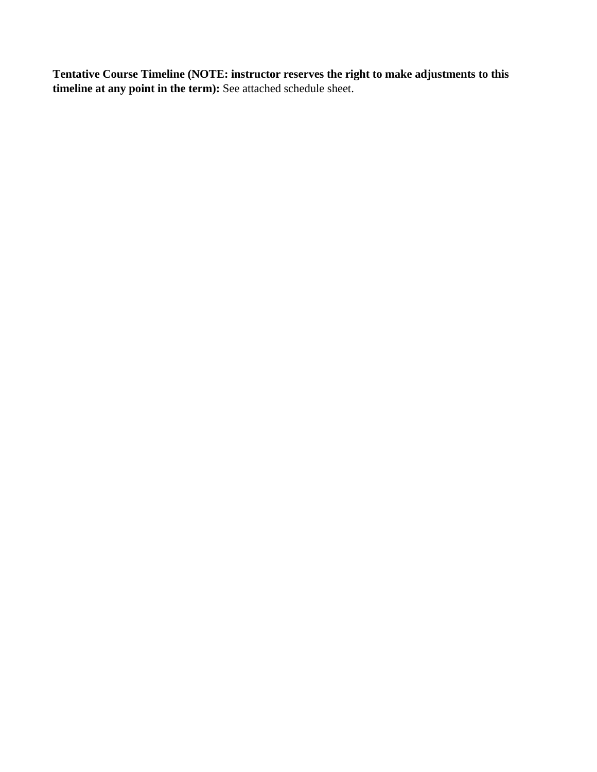**Tentative Course Timeline (NOTE: instructor reserves the right to make adjustments to this timeline at any point in the term):** See attached schedule sheet.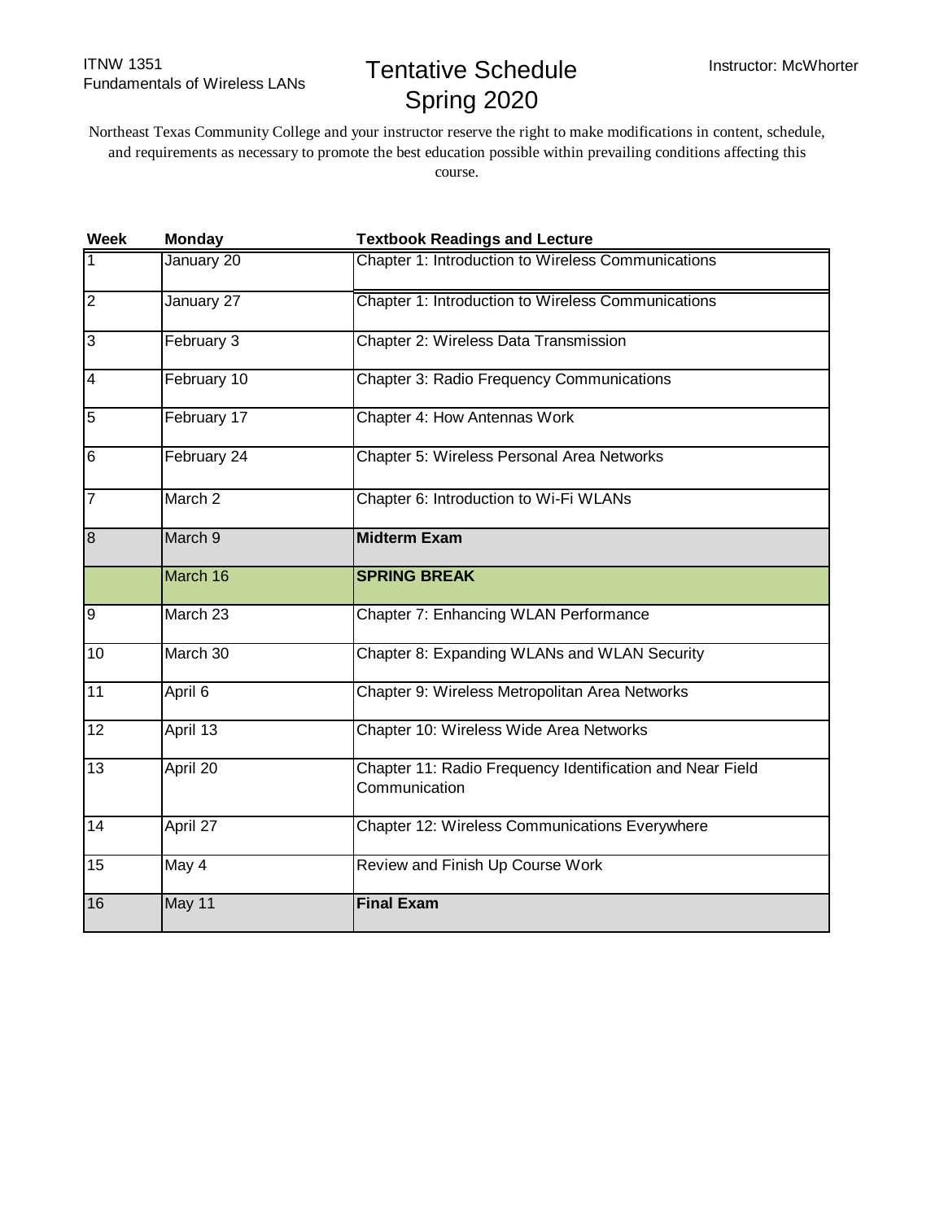ITNW 1351
Fundamentals of Wireless LANs

# Tentative Schedule
# Spring 2020

Instructor: McWhorter

Northeast Texas Community College and your instructor reserve the right to make modifications in content, schedule, and requirements as necessary to promote the best education possible within prevailing conditions affecting this course.

| Week | Monday | Textbook Readings and Lecture |
|---|---|---|
| 1 | January 20 | Chapter 1: Introduction to Wireless Communications |
| 2 | January 27 | Chapter 1: Introduction to Wireless Communications |
| 3 | February 3 | Chapter 2: Wireless Data Transmission |
| 4 | February 10 | Chapter 3: Radio Frequency Communications |
| 5 | February 17 | Chapter 4: How Antennas Work |
| 6 | February 24 | Chapter 5: Wireless Personal Area Networks |
| 7 | March 2 | Chapter 6: Introduction to Wi-Fi WLANs |
| 8 | March 9 | **Midterm Exam** |
| | March 16 | **SPRING BREAK** |
| 9 | March 23 | Chapter 7: Enhancing WLAN Performance |
| 10 | March 30 | Chapter 8: Expanding WLANs and WLAN Security |
| 11 | April 6 | Chapter 9: Wireless Metropolitan Area Networks |
| 12 | April 13 | Chapter 10: Wireless Wide Area Networks |
| 13 | April 20 | Chapter 11: Radio Frequency Identification and Near Field Communication |
| 14 | April 27 | Chapter 12: Wireless Communications Everywhere |
| 15 | May 4 | Review and Finish Up Course Work |
| 16 | May 11 | **Final Exam** |